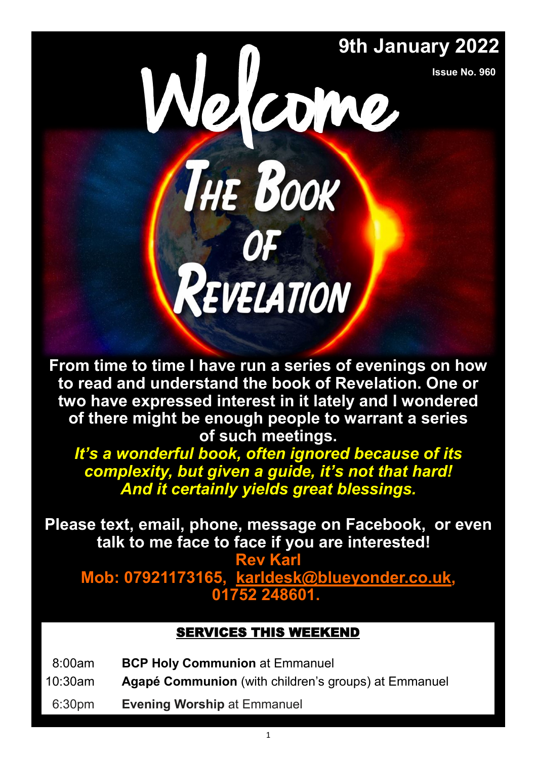**9th January 2022**

**Issue No. 960**

# Welcome

# The Book of Revelation

**From time to time I have run a series of evenings on how to read and understand the book of Revelation. One or two have expressed interest in it lately and I wondered of there might be enough people to warrant a series of such meetings.**

***It's a wonderful book, often ignored because of its complexity, but given a guide, it's not that hard! And it certainly yields great blessings.***

**Please text, email, phone, message on Facebook, or even talk to me face to face if you are interested!**

**Rev Karl**

**Mob: 07921173165, karldesk@blueyonder.co.uk, 01752 248601.**

## SERVICES THIS WEEKEND

| | |
|---|---|
| 8:00am | **BCP Holy Communion** at Emmanuel |
| 10:30am | **Agapé Communion** (with children's groups) at Emmanuel |
| 6:30pm | **Evening Worship** at Emmanuel |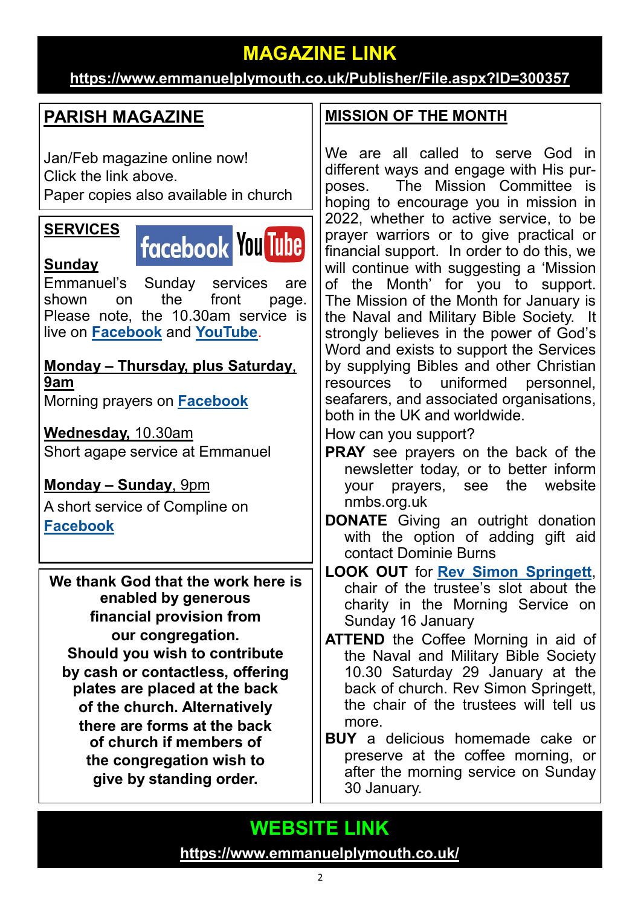## MAGAZINE LINK

**https://www.emmanuelplymouth.co.uk/Publisher/File.aspx?ID=300357**

## PARISH MAGAZINE

Jan/Feb magazine online now!
Click the link above.
Paper copies also available in church

## SERVICES

**Sunday**

Emmanuel's Sunday services are shown on the front page. Please note, the 10.30am service is live on **Facebook** and **YouTube**.

**Monday – Thursday, plus Saturday, 9am**

Morning prayers on **Facebook**

**Wednesday,** 10.30am

Short agape service at Emmanuel

**Monday – Sunday**, 9pm

A short service of Compline on **Facebook**

**We thank God that the work here is enabled by generous financial provision from our congregation. Should you wish to contribute by cash or contactless, offering plates are placed at the back of the church. Alternatively there are forms at the back of church if members of the congregation wish to give by standing order.**

## MISSION OF THE MONTH

We are all called to serve God in different ways and engage with His purposes. The Mission Committee is hoping to encourage you in mission in 2022, whether to active service, to be prayer warriors or to give practical or financial support. In order to do this, we will continue with suggesting a 'Mission of the Month' for you to support. The Mission of the Month for January is the Naval and Military Bible Society. It strongly believes in the power of God's Word and exists to support the Services by supplying Bibles and other Christian resources to uniformed personnel, seafarers, and associated organisations, both in the UK and worldwide.

How can you support?

**PRAY** see prayers on the back of the newsletter today, or to better inform your prayers, see the website nmbs.org.uk

**DONATE** Giving an outright donation with the option of adding gift aid contact Dominie Burns

**LOOK OUT** for **Rev Simon Springett**, chair of the trustee's slot about the charity in the Morning Service on Sunday 16 January

**ATTEND** the Coffee Morning in aid of the Naval and Military Bible Society 10.30 Saturday 29 January at the back of church. Rev Simon Springett, the chair of the trustees will tell us more.

**BUY** a delicious homemade cake or preserve at the coffee morning, or after the morning service on Sunday 30 January.

## WEBSITE LINK

**https://www.emmanuelplymouth.co.uk/**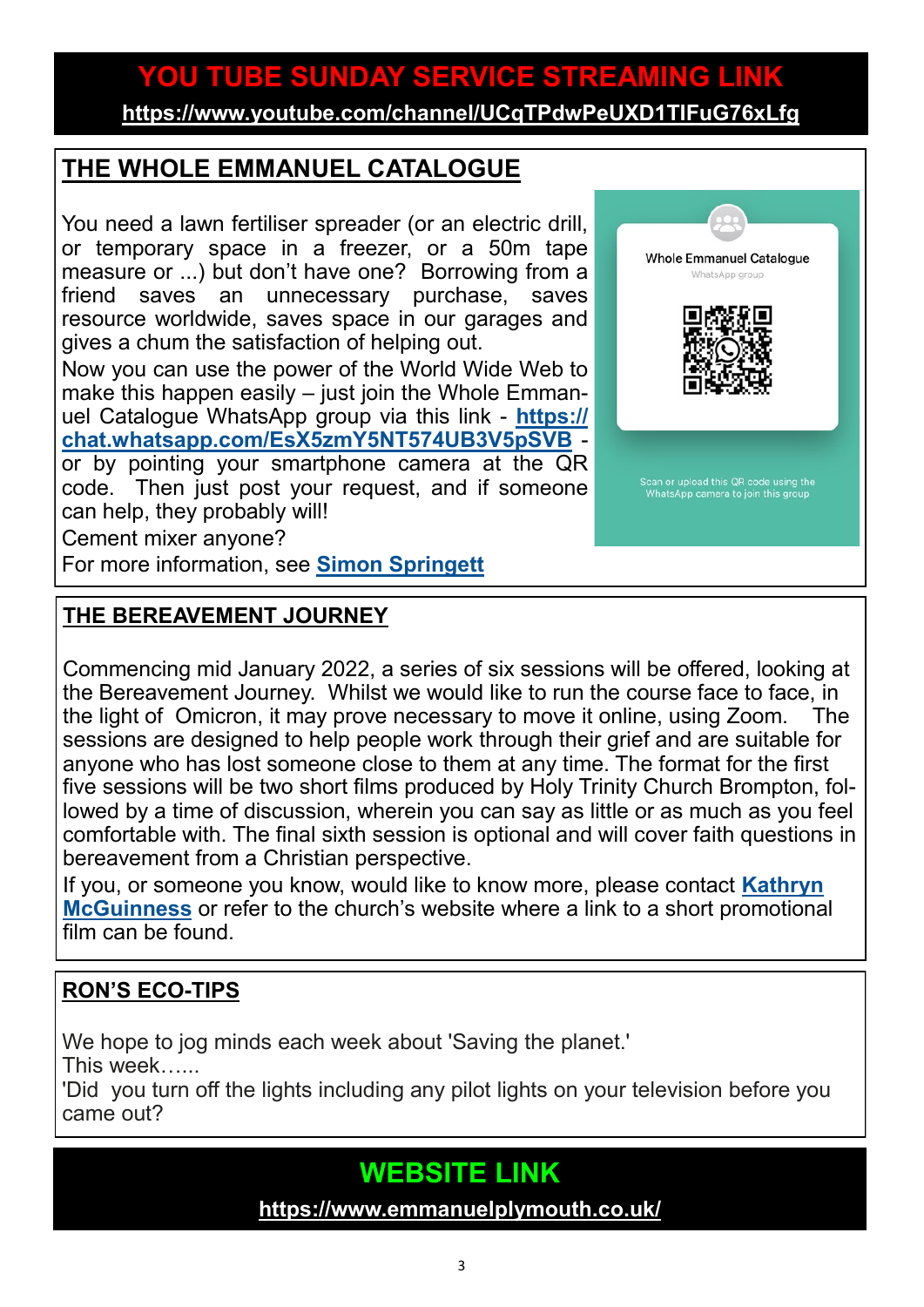## YOU TUBE SUNDAY SERVICE STREAMING LINK

**https://www.youtube.com/channel/UCqTPdwPeUXD1TIFuG76xLfg**

## THE WHOLE EMMANUEL CATALOGUE

You need a lawn fertiliser spreader (or an electric drill, or temporary space in a freezer, or a 50m tape measure or ...) but don't have one? Borrowing from a friend saves an unnecessary purchase, saves resource worldwide, saves space in our garages and gives a chum the satisfaction of helping out.

Now you can use the power of the World Wide Web to make this happen easily – just join the Whole Emmanuel Catalogue WhatsApp group via this link - **https://chat.whatsapp.com/EsX5zmY5NT574UB3V5pSVB** - or by pointing your smartphone camera at the QR code. Then just post your request, and if someone can help, they probably will!

Cement mixer anyone?

For more information, see **Simon Springett**

Whole Emmanuel Catalogue
WhatsApp group

Scan or upload this QR code using the WhatsApp camera to join this group

## THE BEREAVEMENT JOURNEY

Commencing mid January 2022, a series of six sessions will be offered, looking at the Bereavement Journey. Whilst we would like to run the course face to face, in the light of Omicron, it may prove necessary to move it online, using Zoom. The sessions are designed to help people work through their grief and are suitable for anyone who has lost someone close to them at any time. The format for the first five sessions will be two short films produced by Holy Trinity Church Brompton, followed by a time of discussion, wherein you can say as little or as much as you feel comfortable with. The final sixth session is optional and will cover faith questions in bereavement from a Christian perspective.

If you, or someone you know, would like to know more, please contact **Kathryn McGuinness** or refer to the church's website where a link to a short promotional film can be found.

## RON'S ECO-TIPS

We hope to jog minds each week about 'Saving the planet.'

This week…...

'Did you turn off the lights including any pilot lights on your television before you came out?

## WEBSITE LINK

**https://www.emmanuelplymouth.co.uk/**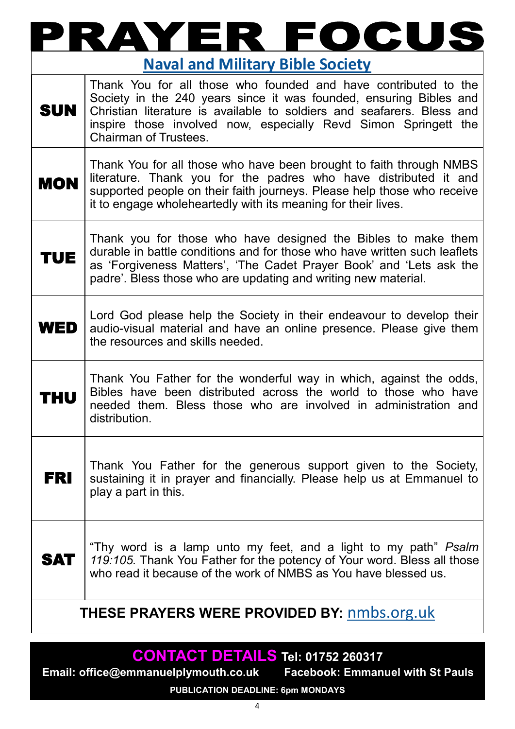# PRAYER FOCUS

## Naval and Military Bible Society

| | |
|---|---|
| **SUN** | Thank You for all those who founded and have contributed to the Society in the 240 years since it was founded, ensuring Bibles and Christian literature is available to soldiers and seafarers. Bless and inspire those involved now, especially Revd Simon Springett the Chairman of Trustees. |
| **MON** | Thank You for all those who have been brought to faith through NMBS literature. Thank you for the padres who have distributed it and supported people on their faith journeys. Please help those who receive it to engage wholeheartedly with its meaning for their lives. |
| **TUE** | Thank you for those who have designed the Bibles to make them durable in battle conditions and for those who have written such leaflets as 'Forgiveness Matters', 'The Cadet Prayer Book' and 'Lets ask the padre'. Bless those who are updating and writing new material. |
| **WED** | Lord God please help the Society in their endeavour to develop their audio-visual material and have an online presence. Please give them the resources and skills needed. |
| **THU** | Thank You Father for the wonderful way in which, against the odds, Bibles have been distributed across the world to those who have needed them. Bless those who are involved in administration and distribution. |
| **FRI** | Thank You Father for the generous support given to the Society, sustaining it in prayer and financially. Please help us at Emmanuel to play a part in this. |
| **SAT** | "Thy word is a lamp unto my feet, and a light to my path" *Psalm 119:105.* Thank You Father for the potency of Your word. Bless all those who read it because of the work of NMBS as You have blessed us. |

**THESE PRAYERS WERE PROVIDED BY:** nmbs.org.uk

**CONTACT DETAILS Tel: 01752 260317**

**Email: office@emmanuelplymouth.co.uk Facebook: Emmanuel with St Pauls**

**PUBLICATION DEADLINE: 6pm MONDAYS**